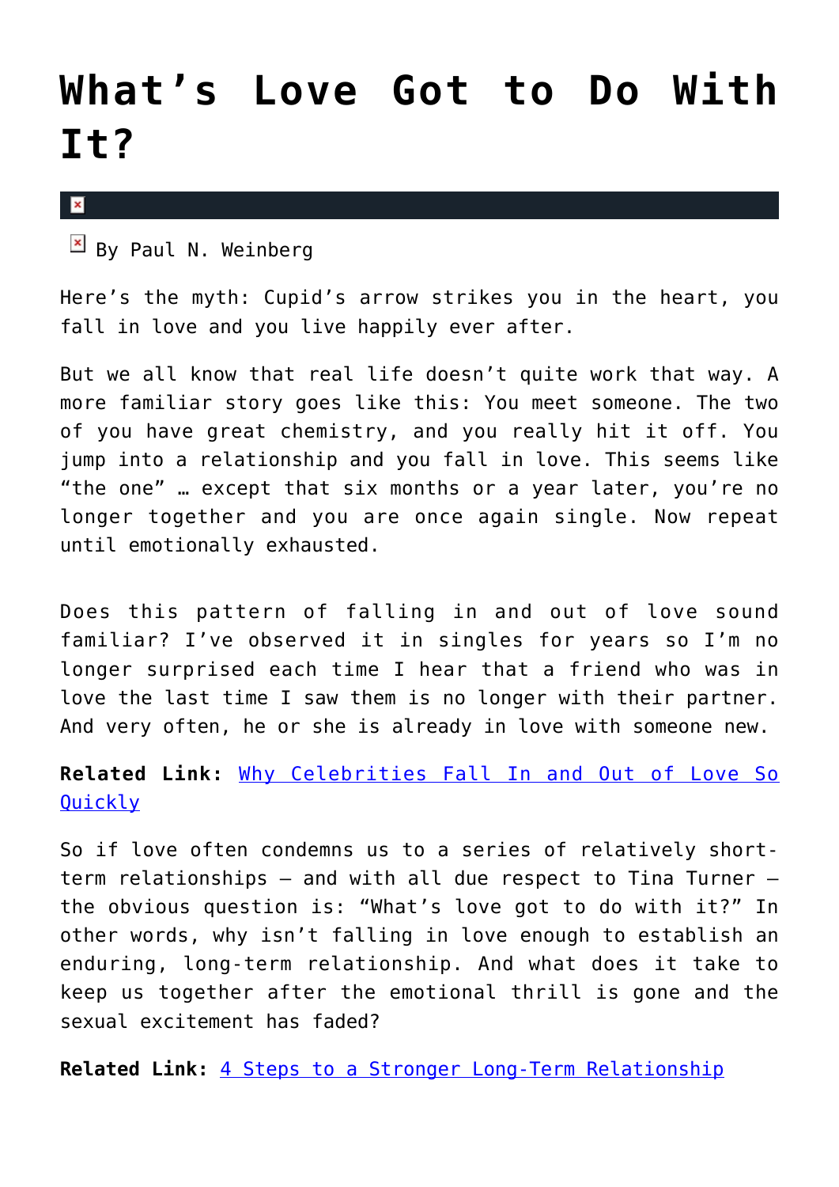# What's Love Got to Do With It?

By Paul N. Weinberg

Here's the myth: Cupid's arrow strikes you in the heart, you fall in love and you live happily ever after.

But we all know that real life doesn't quite work that way. A more familiar story goes like this: You meet someone. The two of you have great chemistry, and you really hit it off. You jump into a relationship and you fall in love. This seems like "the one" … except that six months or a year later, you're no longer together and you are once again single. Now repeat until emotionally exhausted.

Does this pattern of falling in and out of love sound familiar? I've observed it in singles for years so I'm no longer surprised each time I hear that a friend who was in love the last time I saw them is no longer with their partner. And very often, he or she is already in love with someone new.

**Related Link:** [Why Celebrities Fall In and Out of Love So Quickly]

So if love often condemns us to a series of relatively short-term relationships – and with all due respect to Tina Turner – the obvious question is: "What's love got to do with it?" In other words, why isn't falling in love enough to establish an enduring, long-term relationship. And what does it take to keep us together after the emotional thrill is gone and the sexual excitement has faded?

**Related Link:** [4 Steps to a Stronger Long-Term Relationship]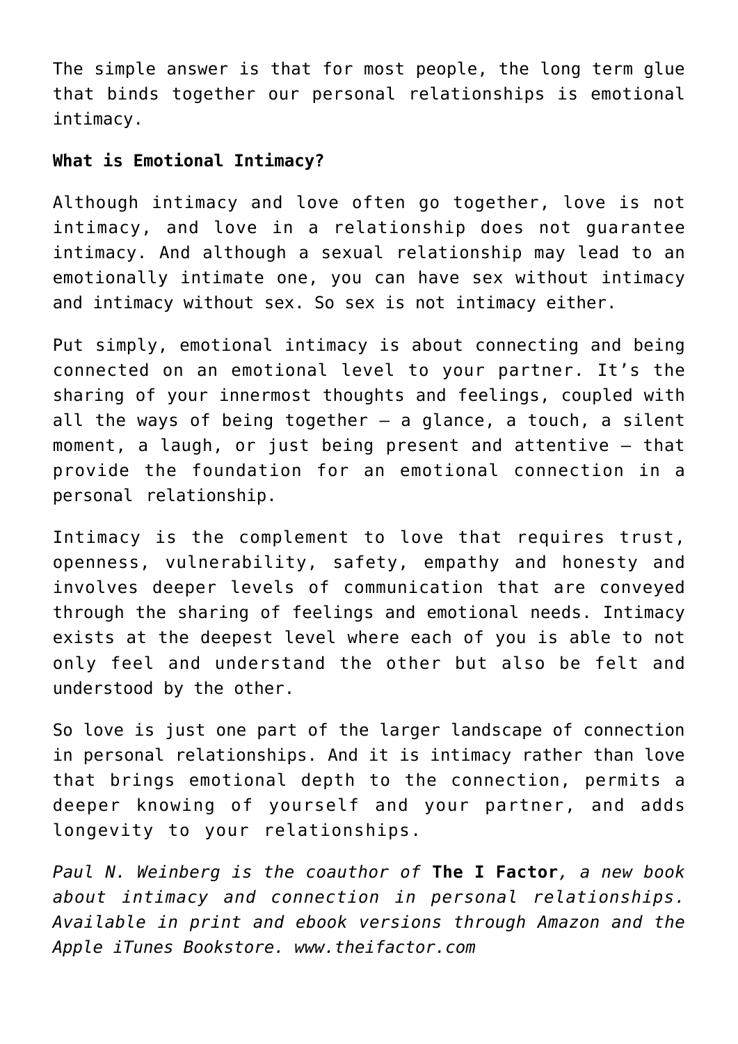The simple answer is that for most people, the long term glue that binds together our personal relationships is emotional intimacy.

**What is Emotional Intimacy?**

Although intimacy and love often go together, love is not intimacy, and love in a relationship does not guarantee intimacy. And although a sexual relationship may lead to an emotionally intimate one, you can have sex without intimacy and intimacy without sex. So sex is not intimacy either.

Put simply, emotional intimacy is about connecting and being connected on an emotional level to your partner. It's the sharing of your innermost thoughts and feelings, coupled with all the ways of being together – a glance, a touch, a silent moment, a laugh, or just being present and attentive – that provide the foundation for an emotional connection in a personal relationship.

Intimacy is the complement to love that requires trust, openness, vulnerability, safety, empathy and honesty and involves deeper levels of communication that are conveyed through the sharing of feelings and emotional needs. Intimacy exists at the deepest level where each of you is able to not only feel and understand the other but also be felt and understood by the other.

So love is just one part of the larger landscape of connection in personal relationships. And it is intimacy rather than love that brings emotional depth to the connection, permits a deeper knowing of yourself and your partner, and adds longevity to your relationships.

*Paul N. Weinberg is the coauthor of* **The I Factor**, *a new book about intimacy and connection in personal relationships. Available in print and ebook versions through Amazon and the Apple iTunes Bookstore. www.theifactor.com*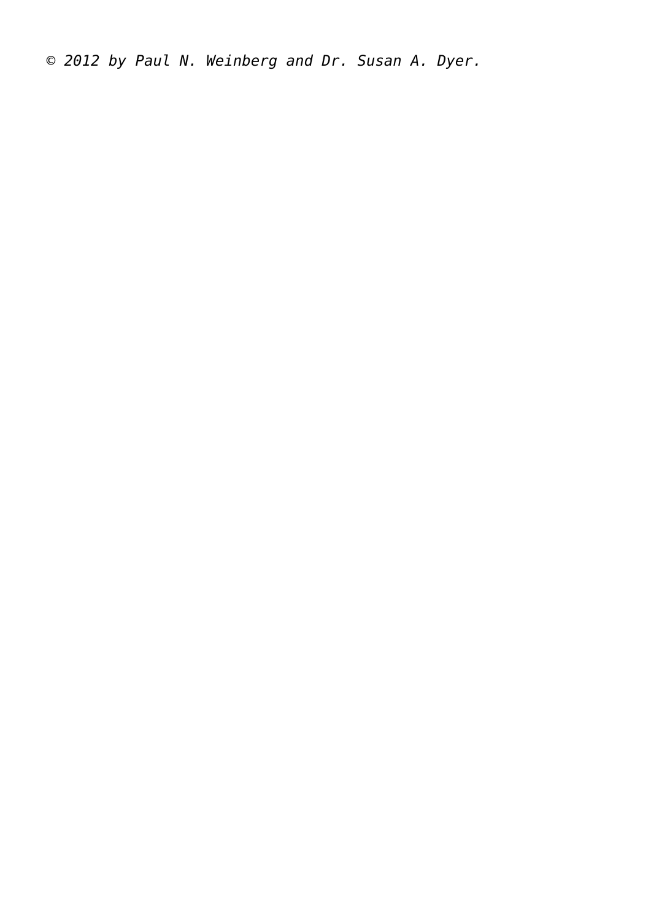*© 2012 by Paul N. Weinberg and Dr. Susan A. Dyer.*